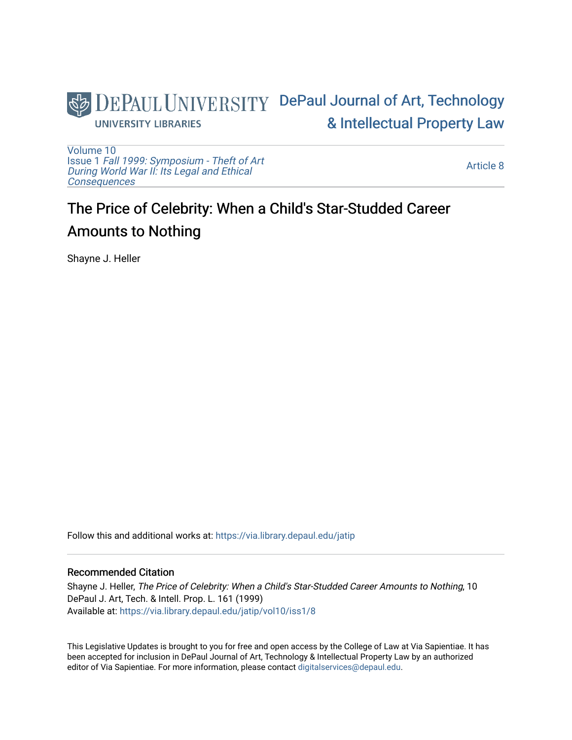DePaul University — University Libraries

DePaul Journal of Art, Technology & Intellectual Property Law

Volume 10
Issue 1 *Fall 1999: Symposium - Theft of Art During World War II: Its Legal and Ethical Consequences*

Article 8

# The Price of Celebrity: When a Child's Star-Studded Career Amounts to Nothing

Shayne J. Heller

Follow this and additional works at: https://via.library.depaul.edu/jatip

## Recommended Citation

Shayne J. Heller, *The Price of Celebrity: When a Child's Star-Studded Career Amounts to Nothing*, 10 DePaul J. Art, Tech. & Intell. Prop. L. 161 (1999)
Available at: https://via.library.depaul.edu/jatip/vol10/iss1/8

This Legislative Updates is brought to you for free and open access by the College of Law at Via Sapientiae. It has been accepted for inclusion in DePaul Journal of Art, Technology & Intellectual Property Law by an authorized editor of Via Sapientiae. For more information, please contact digitalservices@depaul.edu.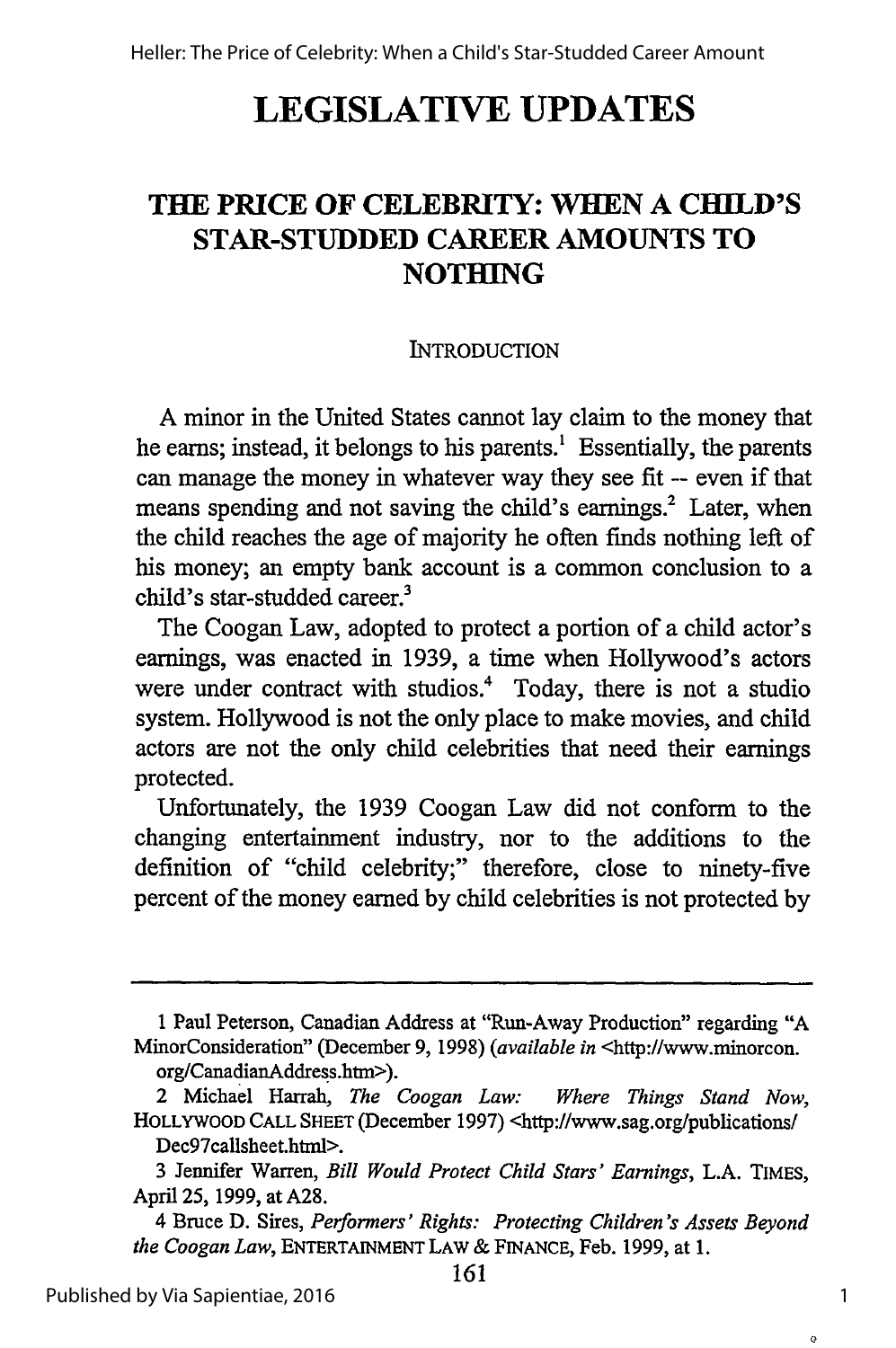# LEGISLATIVE UPDATES

## THE PRICE OF CELEBRITY: WHEN A CHILD'S STAR-STUDDED CAREER AMOUNTS TO NOTHING

### INTRODUCTION

A minor in the United States cannot lay claim to the money that he earns; instead, it belongs to his parents.[1] Essentially, the parents can manage the money in whatever way they see fit -- even if that means spending and not saving the child's earnings.[2] Later, when the child reaches the age of majority he often finds nothing left of his money; an empty bank account is a common conclusion to a child's star-studded career.[3]

The Coogan Law, adopted to protect a portion of a child actor's earnings, was enacted in 1939, a time when Hollywood's actors were under contract with studios.[4] Today, there is not a studio system. Hollywood is not the only place to make movies, and child actors are not the only child celebrities that need their earnings protected.

Unfortunately, the 1939 Coogan Law did not conform to the changing entertainment industry, nor to the additions to the definition of "child celebrity;" therefore, close to ninety-five percent of the money earned by child celebrities is not protected by

---

1 Paul Peterson, Canadian Address at "Run-Away Production" regarding "A MinorConsideration" (December 9, 1998) (*available in* <http://www.minorcon.org/CanadianAddress.htm>).

2 Michael Harrah, *The Coogan Law: Where Things Stand Now*, HOLLYWOOD CALL SHEET (December 1997) <http://www.sag.org/publications/Dec97callsheet.html>.

3 Jennifer Warren, *Bill Would Protect Child Stars' Earnings*, L.A. TIMES, April 25, 1999, at A28.

4 Bruce D. Sires, *Performers' Rights: Protecting Children's Assets Beyond the Coogan Law*, ENTERTAINMENT LAW & FINANCE, Feb. 1999, at 1.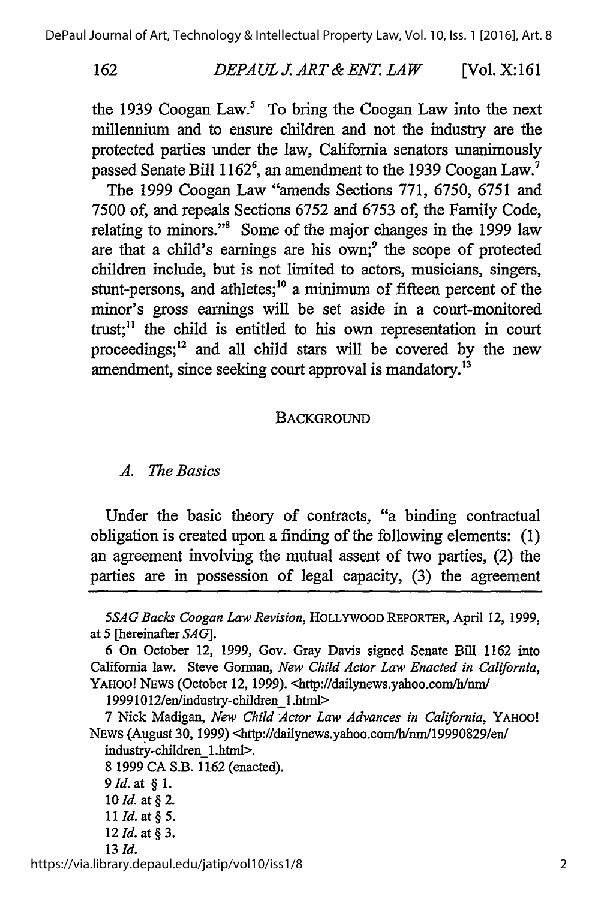the 1939 Coogan Law.[5] To bring the Coogan Law into the next millennium and to ensure children and not the industry are the protected parties under the law, California senators unanimously passed Senate Bill 1162[6], an amendment to the 1939 Coogan Law.[7]

The 1999 Coogan Law "amends Sections 771, 6750, 6751 and 7500 of, and repeals Sections 6752 and 6753 of, the Family Code, relating to minors."[8] Some of the major changes in the 1999 law are that a child's earnings are his own;[9] the scope of protected children include, but is not limited to actors, musicians, singers, stunt-persons, and athletes;[10] a minimum of fifteen percent of the minor's gross earnings will be set aside in a court-monitored trust;[11] the child is entitled to his own representation in court proceedings;[12] and all child stars will be covered by the new amendment, since seeking court approval is mandatory.[13]

## BACKGROUND

### *A. The Basics*

Under the basic theory of contracts, "a binding contractual obligation is created upon a finding of the following elements: (1) an agreement involving the mutual assent of two parties, (2) the parties are in possession of legal capacity, (3) the agreement

---

5 *SAG Backs Coogan Law Revision*, HOLLYWOOD REPORTER, April 12, 1999, at 5 [hereinafter *SAG*].

6 On October 12, 1999, Gov. Gray Davis signed Senate Bill 1162 into California law. Steve Gorman, *New Child Actor Law Enacted in California*, YAHOO! NEWS (October 12, 1999). <http://dailynews.yahoo.com/h/nm/19991012/en/industry-children_1.html>

7 Nick Madigan, *New Child Actor Law Advances in California*, YAHOO! NEWS (August 30, 1999) <http://dailynews.yahoo.com/h/nm/19990829/en/industry-children_1.html>.

8 1999 CA S.B. 1162 (enacted).

9 *Id.* at § 1.

10 *Id.* at § 2.

11 *Id.* at § 5.

12 *Id.* at § 3.

13 *Id.*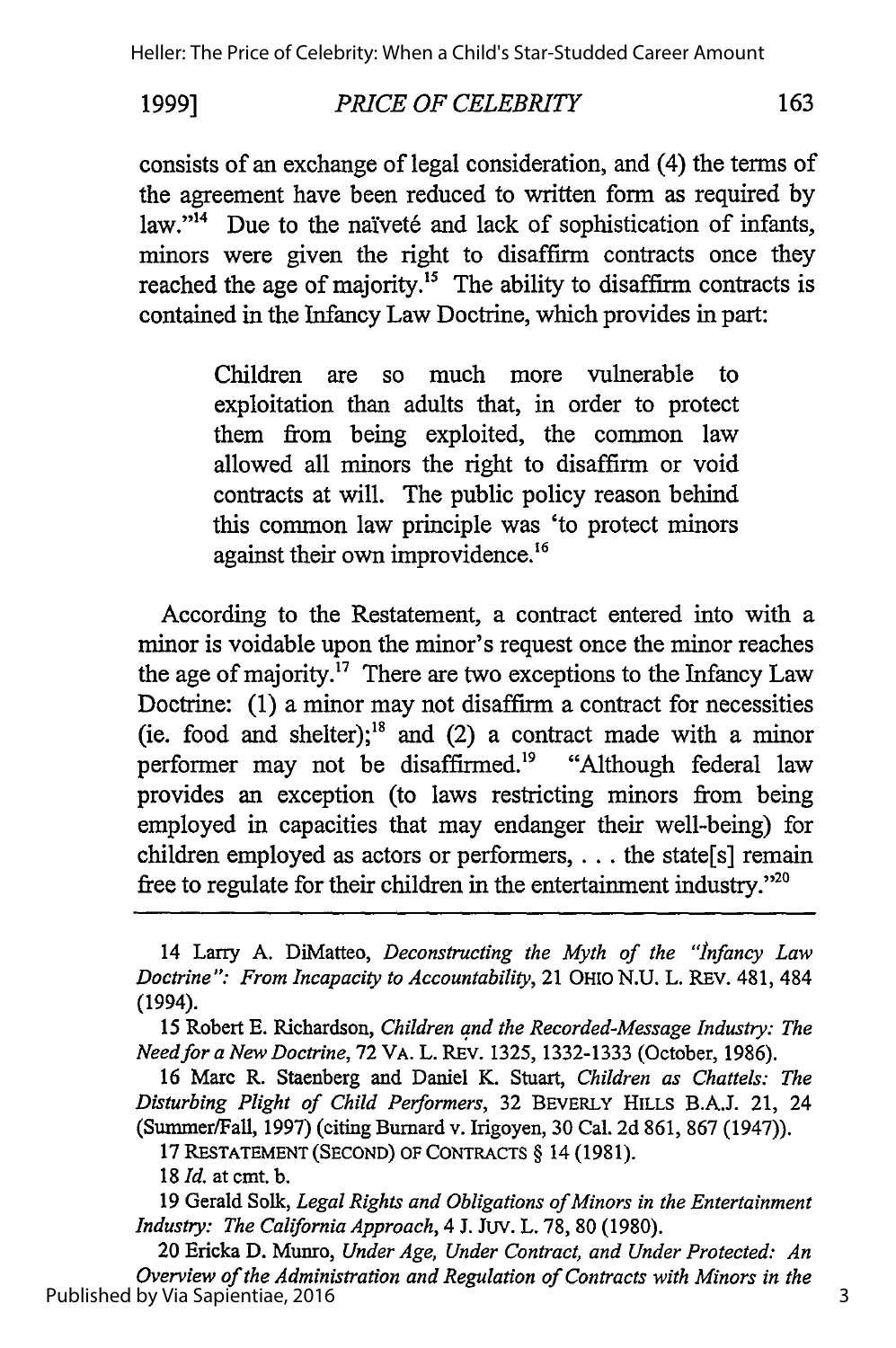consists of an exchange of legal consideration, and (4) the terms of the agreement have been reduced to written form as required by law."[14] Due to the naïveté and lack of sophistication of infants, minors were given the right to disaffirm contracts once they reached the age of majority.[15] The ability to disaffirm contracts is contained in the Infancy Law Doctrine, which provides in part:

> Children are so much more vulnerable to exploitation than adults that, in order to protect them from being exploited, the common law allowed all minors the right to disaffirm or void contracts at will. The public policy reason behind this common law principle was 'to protect minors against their own improvidence.[16]

According to the Restatement, a contract entered into with a minor is voidable upon the minor's request once the minor reaches the age of majority.[17] There are two exceptions to the Infancy Law Doctrine: (1) a minor may not disaffirm a contract for necessities (ie. food and shelter);[18] and (2) a contract made with a minor performer may not be disaffirmed.[19] "Although federal law provides an exception (to laws restricting minors from being employed in capacities that may endanger their well-being) for children employed as actors or performers, . . . the state[s] remain free to regulate for their children in the entertainment industry."[20]

---

14 Larry A. DiMatteo, *Deconstructing the Myth of the "Infancy Law Doctrine": From Incapacity to Accountability*, 21 OHIO N.U. L. REV. 481, 484 (1994).

15 Robert E. Richardson, *Children and the Recorded-Message Industry: The Need for a New Doctrine*, 72 VA. L. REV. 1325, 1332-1333 (October, 1986).

16 Marc R. Staenberg and Daniel K. Stuart, *Children as Chattels: The Disturbing Plight of Child Performers*, 32 BEVERLY HILLS B.A.J. 21, 24 (Summer/Fall, 1997) (citing Burnard v. Irigoyen, 30 Cal. 2d 861, 867 (1947)).

17 RESTATEMENT (SECOND) OF CONTRACTS § 14 (1981).

18 *Id.* at cmt. b.

19 Gerald Solk, *Legal Rights and Obligations of Minors in the Entertainment Industry: The California Approach*, 4 J. JUV. L. 78, 80 (1980).

20 Ericka D. Munro, *Under Age, Under Contract, and Under Protected: An Overview of the Administration and Regulation of Contracts with Minors in the*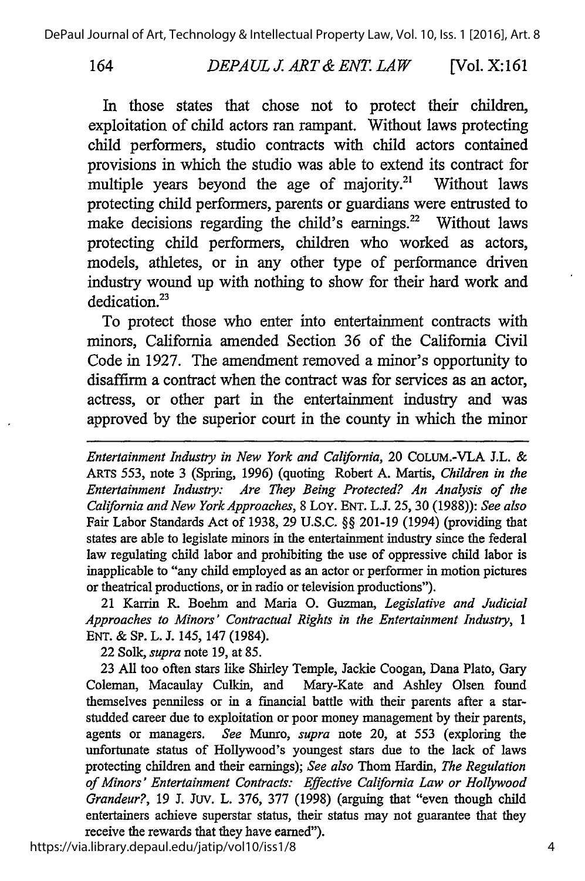In those states that chose not to protect their children, exploitation of child actors ran rampant. Without laws protecting child performers, studio contracts with child actors contained provisions in which the studio was able to extend its contract for multiple years beyond the age of majority.[21] Without laws protecting child performers, parents or guardians were entrusted to make decisions regarding the child's earnings.[22] Without laws protecting child performers, children who worked as actors, models, athletes, or in any other type of performance driven industry wound up with nothing to show for their hard work and dedication.[23]

To protect those who enter into entertainment contracts with minors, California amended Section 36 of the California Civil Code in 1927. The amendment removed a minor's opportunity to disaffirm a contract when the contract was for services as an actor, actress, or other part in the entertainment industry and was approved by the superior court in the county in which the minor

---

*Entertainment Industry in New York and California*, 20 COLUM.-VLA J.L. & ARTS 553, note 3 (Spring, 1996) (quoting Robert A. Martis, *Children in the Entertainment Industry: Are They Being Protected? An Analysis of the California and New York Approaches*, 8 LOY. ENT. L.J. 25, 30 (1988)): *See also* Fair Labor Standards Act of 1938, 29 U.S.C. §§ 201-19 (1994) (providing that states are able to legislate minors in the entertainment industry since the federal law regulating child labor and prohibiting the use of oppressive child labor is inapplicable to "any child employed as an actor or performer in motion pictures or theatrical productions, or in radio or television productions").

21 Karrin R. Boehm and Maria O. Guzman, *Legislative and Judicial Approaches to Minors' Contractual Rights in the Entertainment Industry*, 1 ENT. & SP. L. J. 145, 147 (1984).

22 Solk, *supra* note 19, at 85.

23 All too often stars like Shirley Temple, Jackie Coogan, Dana Plato, Gary Coleman, Macaulay Culkin, and Mary-Kate and Ashley Olsen found themselves penniless or in a financial battle with their parents after a star-studded career due to exploitation or poor money management by their parents, agents or managers. *See* Munro, *supra* note 20, at 553 (exploring the unfortunate status of Hollywood's youngest stars due to the lack of laws protecting children and their earnings); *See also* Thom Hardin, *The Regulation of Minors' Entertainment Contracts: Effective California Law or Hollywood Grandeur?*, 19 J. JUV. L. 376, 377 (1998) (arguing that "even though child entertainers achieve superstar status, their status may not guarantee that they receive the rewards that they have earned").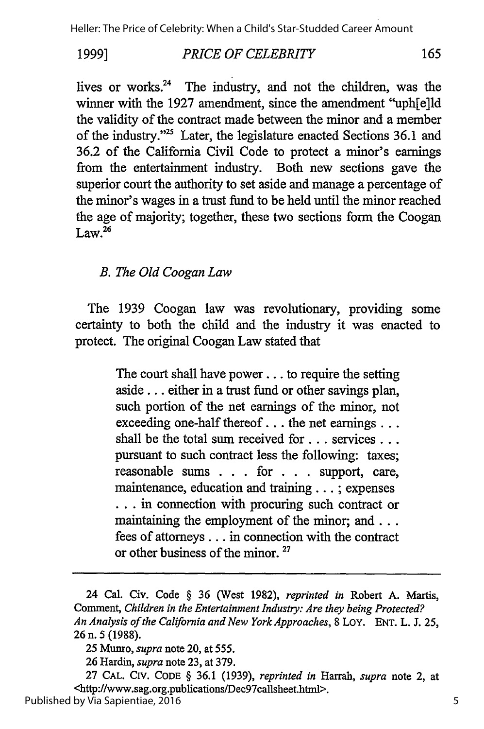lives or works.[24] The industry, and not the children, was the winner with the 1927 amendment, since the amendment "uph[e]ld the validity of the contract made between the minor and a member of the industry."[25] Later, the legislature enacted Sections 36.1 and 36.2 of the California Civil Code to protect a minor's earnings from the entertainment industry. Both new sections gave the superior court the authority to set aside and manage a percentage of the minor's wages in a trust fund to be held until the minor reached the age of majority; together, these two sections form the Coogan Law.[26]

### *B. The Old Coogan Law*

The 1939 Coogan law was revolutionary, providing some certainty to both the child and the industry it was enacted to protect. The original Coogan Law stated that

> The court shall have power . . . to require the setting aside . . . either in a trust fund or other savings plan, such portion of the net earnings of the minor, not exceeding one-half thereof . . . the net earnings . . . shall be the total sum received for . . . services . . . pursuant to such contract less the following: taxes; reasonable sums . . . for . . . support, care, maintenance, education and training . . . ; expenses . . . in connection with procuring such contract or maintaining the employment of the minor; and . . . fees of attorneys . . . in connection with the contract or other business of the minor.[27]

---

24 Cal. Civ. Code § 36 (West 1982), *reprinted in* Robert A. Martis, Comment, *Children in the Entertainment Industry: Are they being Protected? An Analysis of the California and New York Approaches*, 8 LOY. ENT. L. J. 25, 26 n. 5 (1988).

25 Munro, *supra* note 20, at 555.

26 Hardin, *supra* note 23, at 379.

27 CAL. CIV. CODE § 36.1 (1939), *reprinted in* Harrah, *supra* note 2, at <http://www.sag.org.publications/Dec97callsheet.html>.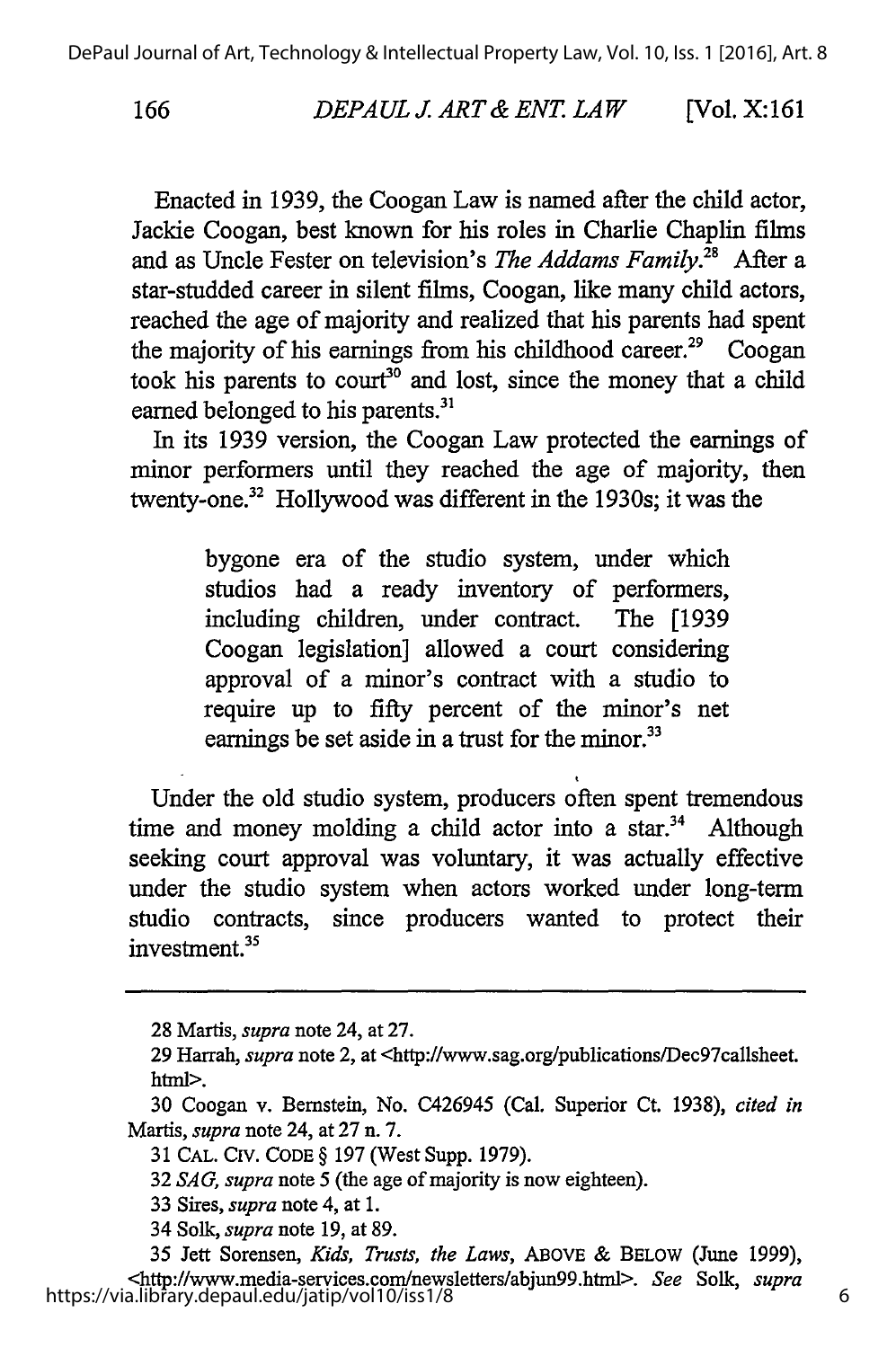Enacted in 1939, the Coogan Law is named after the child actor, Jackie Coogan, best known for his roles in Charlie Chaplin films and as Uncle Fester on television's *The Addams Family*.[28] After a star-studded career in silent films, Coogan, like many child actors, reached the age of majority and realized that his parents had spent the majority of his earnings from his childhood career.[29] Coogan took his parents to court[30] and lost, since the money that a child earned belonged to his parents.[31]

In its 1939 version, the Coogan Law protected the earnings of minor performers until they reached the age of majority, then twenty-one.[32] Hollywood was different in the 1930s; it was the

> bygone era of the studio system, under which studios had a ready inventory of performers, including children, under contract. The [1939 Coogan legislation] allowed a court considering approval of a minor's contract with a studio to require up to fifty percent of the minor's net earnings be set aside in a trust for the minor.[33]

Under the old studio system, producers often spent tremendous time and money molding a child actor into a star.[34] Although seeking court approval was voluntary, it was actually effective under the studio system when actors worked under long-term studio contracts, since producers wanted to protect their investment.[35]

---

28 Martis, *supra* note 24, at 27.

29 Harrah, *supra* note 2, at <http://www.sag.org/publications/Dec97callsheet.html>.

30 Coogan v. Bernstein, No. C426945 (Cal. Superior Ct. 1938), *cited in* Martis, *supra* note 24, at 27 n. 7.

31 CAL. CIV. CODE § 197 (West Supp. 1979).

32 *SAG*, *supra* note 5 (the age of majority is now eighteen).

33 Sires, *supra* note 4, at 1.

34 Solk, *supra* note 19, at 89.

35 Jett Sorensen, *Kids, Trusts, the Laws*, ABOVE & BELOW (June 1999), <http://www.media-services.com/newsletters/abjun99.html>. *See* Solk, *supra*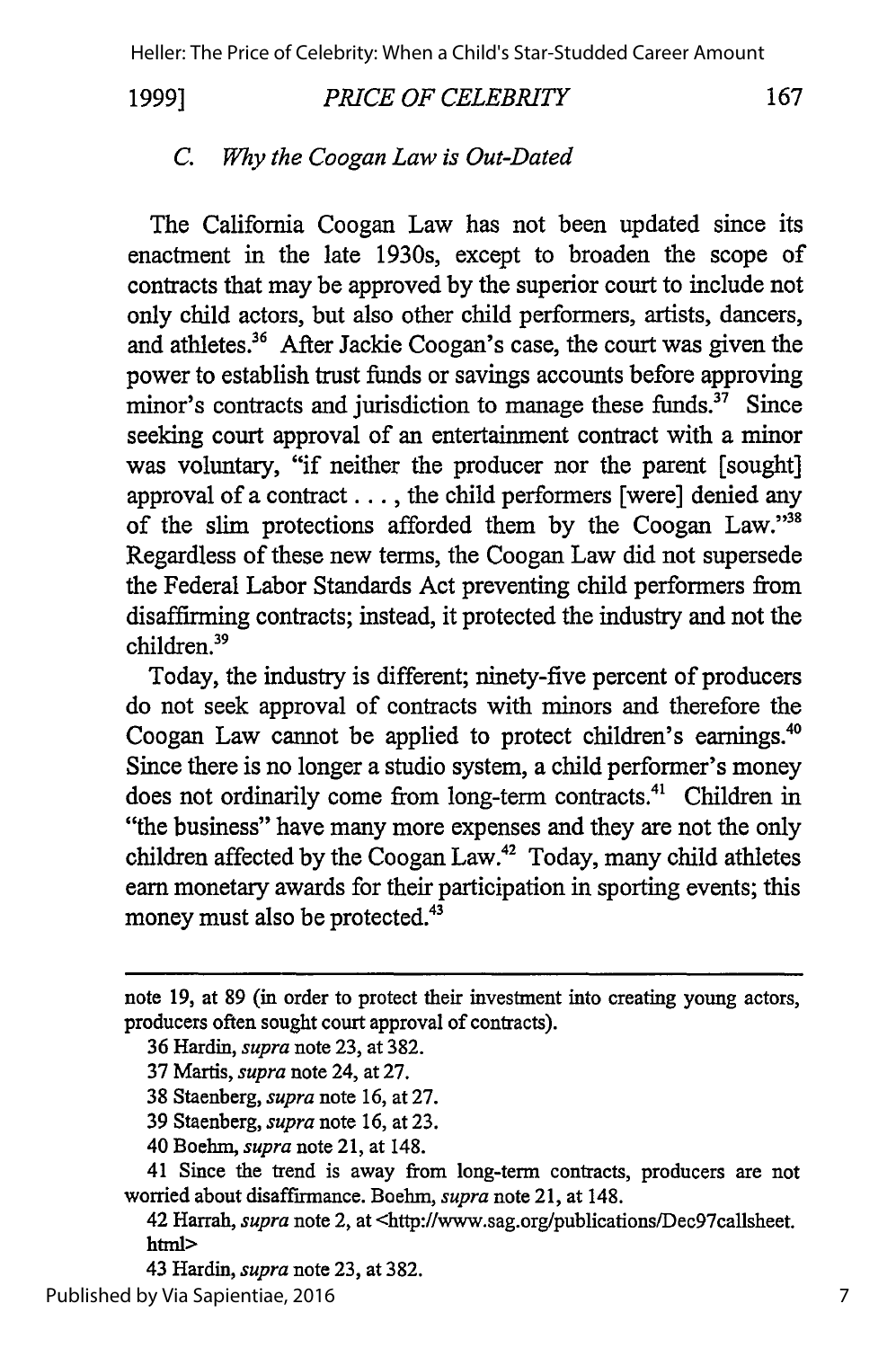### C. *Why the Coogan Law is Out-Dated*

The California Coogan Law has not been updated since its enactment in the late 1930s, except to broaden the scope of contracts that may be approved by the superior court to include not only child actors, but also other child performers, artists, dancers, and athletes.[36] After Jackie Coogan's case, the court was given the power to establish trust funds or savings accounts before approving minor's contracts and jurisdiction to manage these funds.[37] Since seeking court approval of an entertainment contract with a minor was voluntary, "if neither the producer nor the parent [sought] approval of a contract . . . , the child performers [were] denied any of the slim protections afforded them by the Coogan Law."[38] Regardless of these new terms, the Coogan Law did not supersede the Federal Labor Standards Act preventing child performers from disaffirming contracts; instead, it protected the industry and not the children.[39]

Today, the industry is different; ninety-five percent of producers do not seek approval of contracts with minors and therefore the Coogan Law cannot be applied to protect children's earnings.[40] Since there is no longer a studio system, a child performer's money does not ordinarily come from long-term contracts.[41] Children in "the business" have many more expenses and they are not the only children affected by the Coogan Law.[42] Today, many child athletes earn monetary awards for their participation in sporting events; this money must also be protected.[43]

---

note 19, at 89 (in order to protect their investment into creating young actors, producers often sought court approval of contracts).

36 Hardin, *supra* note 23, at 382.

37 Martis, *supra* note 24, at 27.

38 Staenberg, *supra* note 16, at 27.

39 Staenberg, *supra* note 16, at 23.

40 Boehm, *supra* note 21, at 148.

41 Since the trend is away from long-term contracts, producers are not worried about disaffirmance. Boehm, *supra* note 21, at 148.

42 Harrah, *supra* note 2, at <http://www.sag.org/publications/Dec97callsheet.html>

43 Hardin, *supra* note 23, at 382.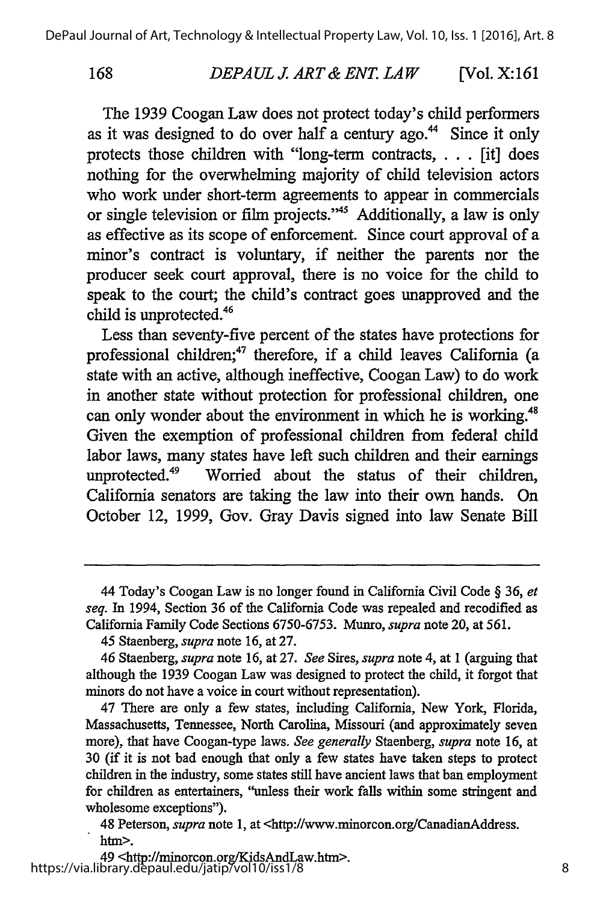The 1939 Coogan Law does not protect today's child performers as it was designed to do over half a century ago.[44] Since it only protects those children with "long-term contracts, . . . [it] does nothing for the overwhelming majority of child television actors who work under short-term agreements to appear in commercials or single television or film projects."[45] Additionally, a law is only as effective as its scope of enforcement. Since court approval of a minor's contract is voluntary, if neither the parents nor the producer seek court approval, there is no voice for the child to speak to the court; the child's contract goes unapproved and the child is unprotected.[46]

Less than seventy-five percent of the states have protections for professional children;[47] therefore, if a child leaves California (a state with an active, although ineffective, Coogan Law) to do work in another state without protection for professional children, one can only wonder about the environment in which he is working.[48] Given the exemption of professional children from federal child labor laws, many states have left such children and their earnings unprotected.[49] Worried about the status of their children, California senators are taking the law into their own hands. On October 12, 1999, Gov. Gray Davis signed into law Senate Bill

---

44 Today's Coogan Law is no longer found in California Civil Code § 36, *et seq.* In 1994, Section 36 of the California Code was repealed and recodified as California Family Code Sections 6750-6753. Munro, *supra* note 20, at 561.

45 Staenberg, *supra* note 16, at 27.

46 Staenberg, *supra* note 16, at 27. *See* Sires, *supra* note 4, at 1 (arguing that although the 1939 Coogan Law was designed to protect the child, it forgot that minors do not have a voice in court without representation).

47 There are only a few states, including California, New York, Florida, Massachusetts, Tennessee, North Carolina, Missouri (and approximately seven more), that have Coogan-type laws. *See generally* Staenberg, *supra* note 16, at 30 (if it is not bad enough that only a few states have taken steps to protect children in the industry, some states still have ancient laws that ban employment for children as entertainers, "unless their work falls within some stringent and wholesome exceptions").

48 Peterson, *supra* note 1, at <http://www.minorcon.org/CanadianAddress.htm>.

49 <http://minorcon.org/KidsAndLaw.htm>.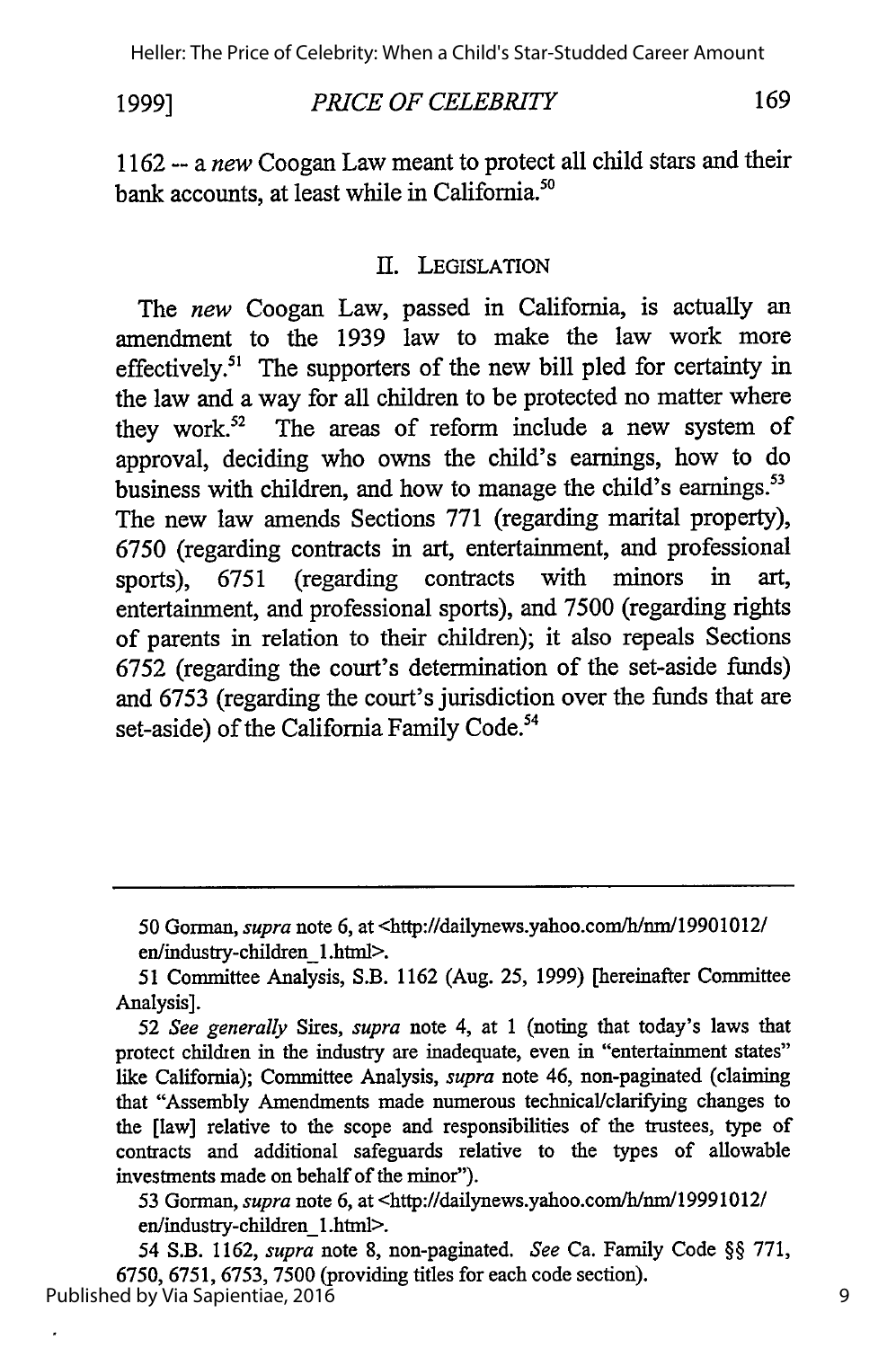1162 -- a *new* Coogan Law meant to protect all child stars and their bank accounts, at least while in California.[50]

## II. LEGISLATION

The *new* Coogan Law, passed in California, is actually an amendment to the 1939 law to make the law work more effectively.[51] The supporters of the new bill pled for certainty in the law and a way for all children to be protected no matter where they work.[52] The areas of reform include a new system of approval, deciding who owns the child's earnings, how to do business with children, and how to manage the child's earnings.[53] The new law amends Sections 771 (regarding marital property), 6750 (regarding contracts in art, entertainment, and professional sports), 6751 (regarding contracts with minors in art, entertainment, and professional sports), and 7500 (regarding rights of parents in relation to their children); it also repeals Sections 6752 (regarding the court's determination of the set-aside funds) and 6753 (regarding the court's jurisdiction over the funds that are set-aside) of the California Family Code.[54]

---

50 Gorman, *supra* note 6, at <http://dailynews.yahoo.com/h/nm/19901012/en/industry-children_1.html>.

51 Committee Analysis, S.B. 1162 (Aug. 25, 1999) [hereinafter Committee Analysis].

52 *See generally* Sires, *supra* note 4, at 1 (noting that today's laws that protect children in the industry are inadequate, even in "entertainment states" like California); Committee Analysis, *supra* note 46, non-paginated (claiming that "Assembly Amendments made numerous technical/clarifying changes to the [law] relative to the scope and responsibilities of the trustees, type of contracts and additional safeguards relative to the types of allowable investments made on behalf of the minor").

53 Gorman, *supra* note 6, at <http://dailynews.yahoo.com/h/nm/19991012/en/industry-children_1.html>.

54 S.B. 1162, *supra* note 8, non-paginated. *See* Ca. Family Code §§ 771, 6750, 6751, 6753, 7500 (providing titles for each code section).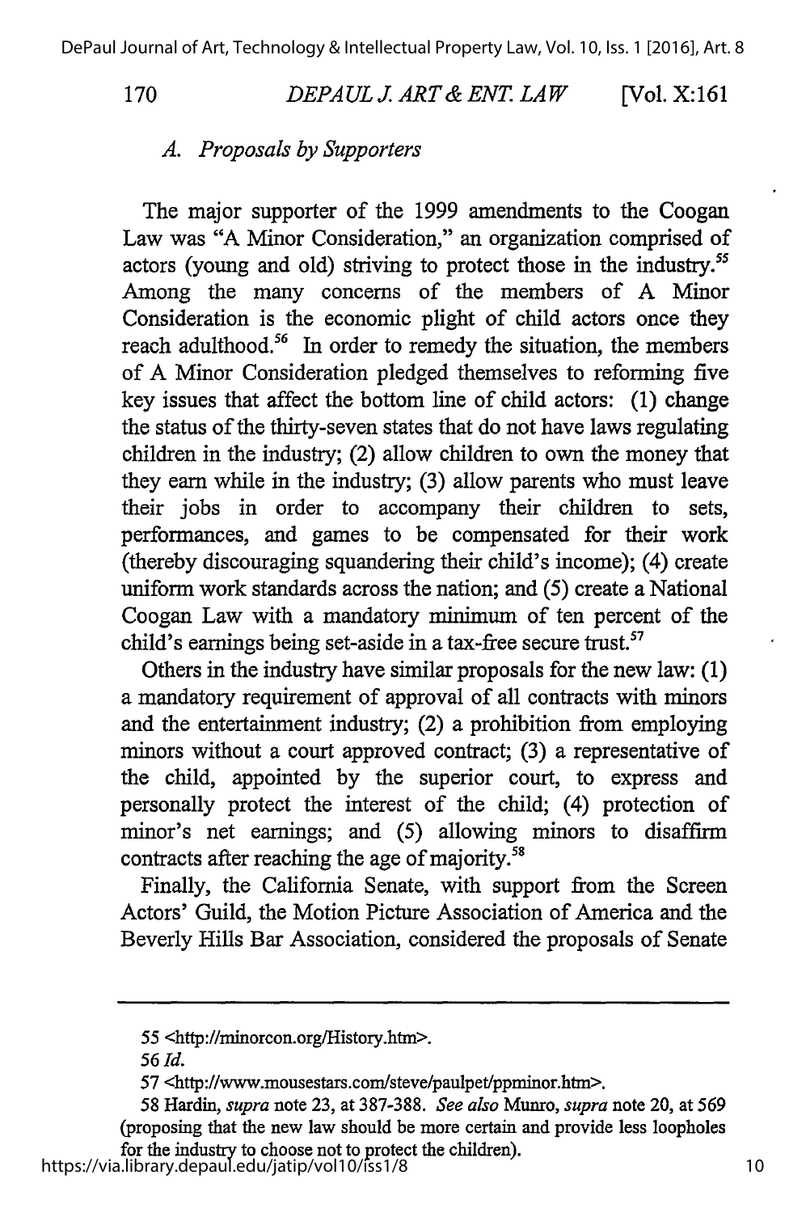### *A. Proposals by Supporters*

The major supporter of the 1999 amendments to the Coogan Law was "A Minor Consideration," an organization comprised of actors (young and old) striving to protect those in the industry.[55] Among the many concerns of the members of A Minor Consideration is the economic plight of child actors once they reach adulthood.[56] In order to remedy the situation, the members of A Minor Consideration pledged themselves to reforming five key issues that affect the bottom line of child actors: (1) change the status of the thirty-seven states that do not have laws regulating children in the industry; (2) allow children to own the money that they earn while in the industry; (3) allow parents who must leave their jobs in order to accompany their children to sets, performances, and games to be compensated for their work (thereby discouraging squandering their child's income); (4) create uniform work standards across the nation; and (5) create a National Coogan Law with a mandatory minimum of ten percent of the child's earnings being set-aside in a tax-free secure trust.[57]

Others in the industry have similar proposals for the new law: (1) a mandatory requirement of approval of all contracts with minors and the entertainment industry; (2) a prohibition from employing minors without a court approved contract; (3) a representative of the child, appointed by the superior court, to express and personally protect the interest of the child; (4) protection of minor's net earnings; and (5) allowing minors to disaffirm contracts after reaching the age of majority.[58]

Finally, the California Senate, with support from the Screen Actors' Guild, the Motion Picture Association of America and the Beverly Hills Bar Association, considered the proposals of Senate

---

55 <http://minorcon.org/History.htm>.

56 *Id.*

57 <http://www.mousestars.com/steve/paulpet/ppminor.htm>.

58 Hardin, *supra* note 23, at 387-388. *See also* Munro, *supra* note 20, at 569 (proposing that the new law should be more certain and provide less loopholes for the industry to choose not to protect the children).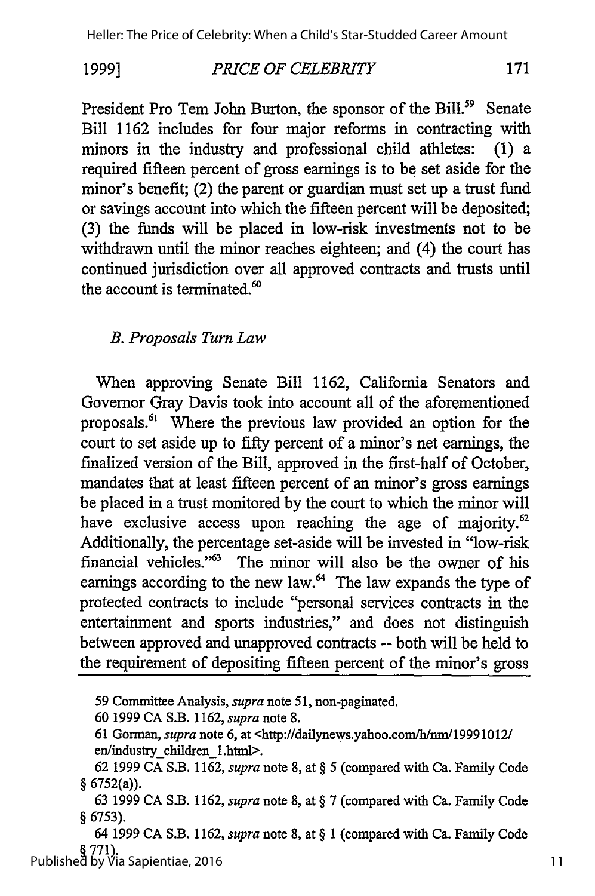President Pro Tem John Burton, the sponsor of the Bill.[59] Senate Bill 1162 includes for four major reforms in contracting with minors in the industry and professional child athletes: (1) a required fifteen percent of gross earnings is to be set aside for the minor's benefit; (2) the parent or guardian must set up a trust fund or savings account into which the fifteen percent will be deposited; (3) the funds will be placed in low-risk investments not to be withdrawn until the minor reaches eighteen; and (4) the court has continued jurisdiction over all approved contracts and trusts until the account is terminated.[60]

### *B. Proposals Turn Law*

When approving Senate Bill 1162, California Senators and Governor Gray Davis took into account all of the aforementioned proposals.[61] Where the previous law provided an option for the court to set aside up to fifty percent of a minor's net earnings, the finalized version of the Bill, approved in the first-half of October, mandates that at least fifteen percent of an minor's gross earnings be placed in a trust monitored by the court to which the minor will have exclusive access upon reaching the age of majority.[62] Additionally, the percentage set-aside will be invested in "low-risk financial vehicles."[63] The minor will also be the owner of his earnings according to the new law.[64] The law expands the type of protected contracts to include "personal services contracts in the entertainment and sports industries," and does not distinguish between approved and unapproved contracts -- both will be held to the requirement of depositing fifteen percent of the minor's gross

---

59 Committee Analysis, *supra* note 51, non-paginated.

60 1999 CA S.B. 1162, *supra* note 8.

61 Gorman, *supra* note 6, at <http://dailynews.yahoo.com/h/nm/19991012/en/industry_children_1.html>.

62 1999 CA S.B. 1162, *supra* note 8, at § 5 (compared with Ca. Family Code § 6752(a)).

63 1999 CA S.B. 1162, *supra* note 8, at § 7 (compared with Ca. Family Code § 6753).

64 1999 CA S.B. 1162, *supra* note 8, at § 1 (compared with Ca. Family Code § 771).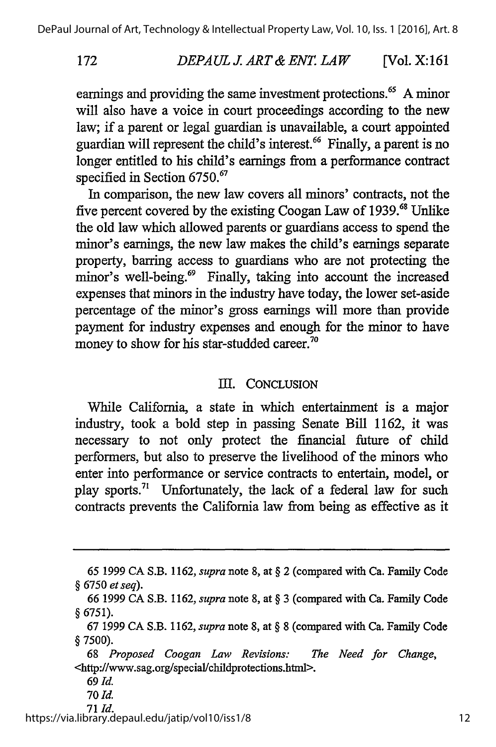earnings and providing the same investment protections.[65] A minor will also have a voice in court proceedings according to the new law; if a parent or legal guardian is unavailable, a court appointed guardian will represent the child's interest.[66] Finally, a parent is no longer entitled to his child's earnings from a performance contract specified in Section 6750.[67]

In comparison, the new law covers all minors' contracts, not the five percent covered by the existing Coogan Law of 1939.[68] Unlike the old law which allowed parents or guardians access to spend the minor's earnings, the new law makes the child's earnings separate property, barring access to guardians who are not protecting the minor's well-being.[69] Finally, taking into account the increased expenses that minors in the industry have today, the lower set-aside percentage of the minor's gross earnings will more than provide payment for industry expenses and enough for the minor to have money to show for his star-studded career.[70]

## III. CONCLUSION

While California, a state in which entertainment is a major industry, took a bold step in passing Senate Bill 1162, it was necessary to not only protect the financial future of child performers, but also to preserve the livelihood of the minors who enter into performance or service contracts to entertain, model, or play sports.[71] Unfortunately, the lack of a federal law for such contracts prevents the California law from being as effective as it

---

65 1999 CA S.B. 1162, *supra* note 8, at § 2 (compared with Ca. Family Code § 6750 *et seq*).

66 1999 CA S.B. 1162, *supra* note 8, at § 3 (compared with Ca. Family Code § 6751).

67 1999 CA S.B. 1162, *supra* note 8, at § 8 (compared with Ca. Family Code § 7500).

68 *Proposed Coogan Law Revisions: The Need for Change*, <http://www.sag.org/special/childprotections.html>.

69 *Id.*

70 *Id.*

71 *Id.*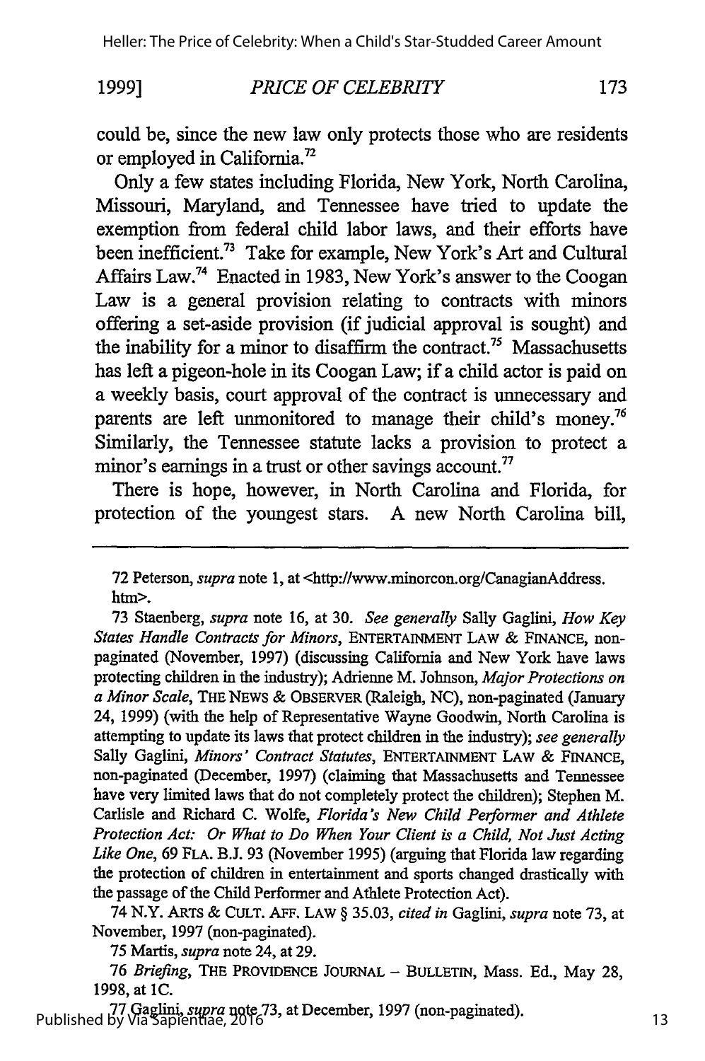could be, since the new law only protects those who are residents or employed in California.[72]

Only a few states including Florida, New York, North Carolina, Missouri, Maryland, and Tennessee have tried to update the exemption from federal child labor laws, and their efforts have been inefficient.[73] Take for example, New York's Art and Cultural Affairs Law.[74] Enacted in 1983, New York's answer to the Coogan Law is a general provision relating to contracts with minors offering a set-aside provision (if judicial approval is sought) and the inability for a minor to disaffirm the contract.[75] Massachusetts has left a pigeon-hole in its Coogan Law; if a child actor is paid on a weekly basis, court approval of the contract is unnecessary and parents are left unmonitored to manage their child's money.[76] Similarly, the Tennessee statute lacks a provision to protect a minor's earnings in a trust or other savings account.[77]

There is hope, however, in North Carolina and Florida, for protection of the youngest stars. A new North Carolina bill,

---

72 Peterson, *supra* note 1, at <http://www.minorcon.org/CanagianAddress.htm>.

73 Staenberg, *supra* note 16, at 30. *See generally* Sally Gaglini, *How Key States Handle Contracts for Minors*, ENTERTAINMENT LAW & FINANCE, non-paginated (November, 1997) (discussing California and New York have laws protecting children in the industry); Adrienne M. Johnson, *Major Protections on a Minor Scale*, THE NEWS & OBSERVER (Raleigh, NC), non-paginated (January 24, 1999) (with the help of Representative Wayne Goodwin, North Carolina is attempting to update its laws that protect children in the industry); *see generally* Sally Gaglini, *Minors' Contract Statutes*, ENTERTAINMENT LAW & FINANCE, non-paginated (December, 1997) (claiming that Massachusetts and Tennessee have very limited laws that do not completely protect the children); Stephen M. Carlisle and Richard C. Wolfe, *Florida's New Child Performer and Athlete Protection Act: Or What to Do When Your Client is a Child, Not Just Acting Like One*, 69 FLA. B.J. 93 (November 1995) (arguing that Florida law regarding the protection of children in entertainment and sports changed drastically with the passage of the Child Performer and Athlete Protection Act).

74 N.Y. ARTS & CULT. AFF. LAW § 35.03, *cited in* Gaglini, *supra* note 73, at November, 1997 (non-paginated).

75 Martis, *supra* note 24, at 29.

76 *Briefing*, THE PROVIDENCE JOURNAL – BULLETIN, Mass. Ed., May 28, 1998, at 1C.

77 Gaglini, *supra* note 73, at December, 1997 (non-paginated).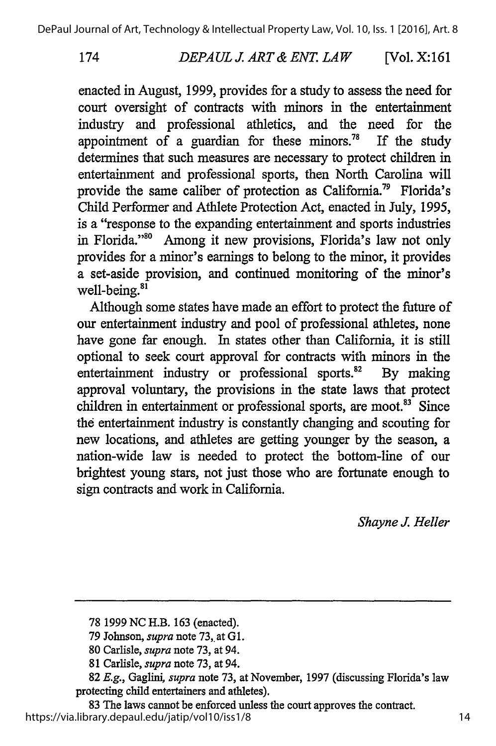enacted in August, 1999, provides for a study to assess the need for court oversight of contracts with minors in the entertainment industry and professional athletics, and the need for the appointment of a guardian for these minors.[78] If the study determines that such measures are necessary to protect children in entertainment and professional sports, then North Carolina will provide the same caliber of protection as California.[79] Florida's Child Performer and Athlete Protection Act, enacted in July, 1995, is a "response to the expanding entertainment and sports industries in Florida."[80] Among it new provisions, Florida's law not only provides for a minor's earnings to belong to the minor, it provides a set-aside provision, and continued monitoring of the minor's well-being.[81]

Although some states have made an effort to protect the future of our entertainment industry and pool of professional athletes, none have gone far enough. In states other than California, it is still optional to seek court approval for contracts with minors in the entertainment industry or professional sports.[82] By making approval voluntary, the provisions in the state laws that protect children in entertainment or professional sports, are moot.[83] Since the entertainment industry is constantly changing and scouting for new locations, and athletes are getting younger by the season, a nation-wide law is needed to protect the bottom-line of our brightest young stars, not just those who are fortunate enough to sign contracts and work in California.

*Shayne J. Heller*

---

78 1999 NC H.B. 163 (enacted).

79 Johnson, *supra* note 73, at G1.

80 Carlisle, *supra* note 73, at 94.

81 Carlisle, *supra* note 73, at 94.

82 *E.g.*, Gaglini, *supra* note 73, at November, 1997 (discussing Florida's law protecting child entertainers and athletes).

83 The laws cannot be enforced unless the court approves the contract.